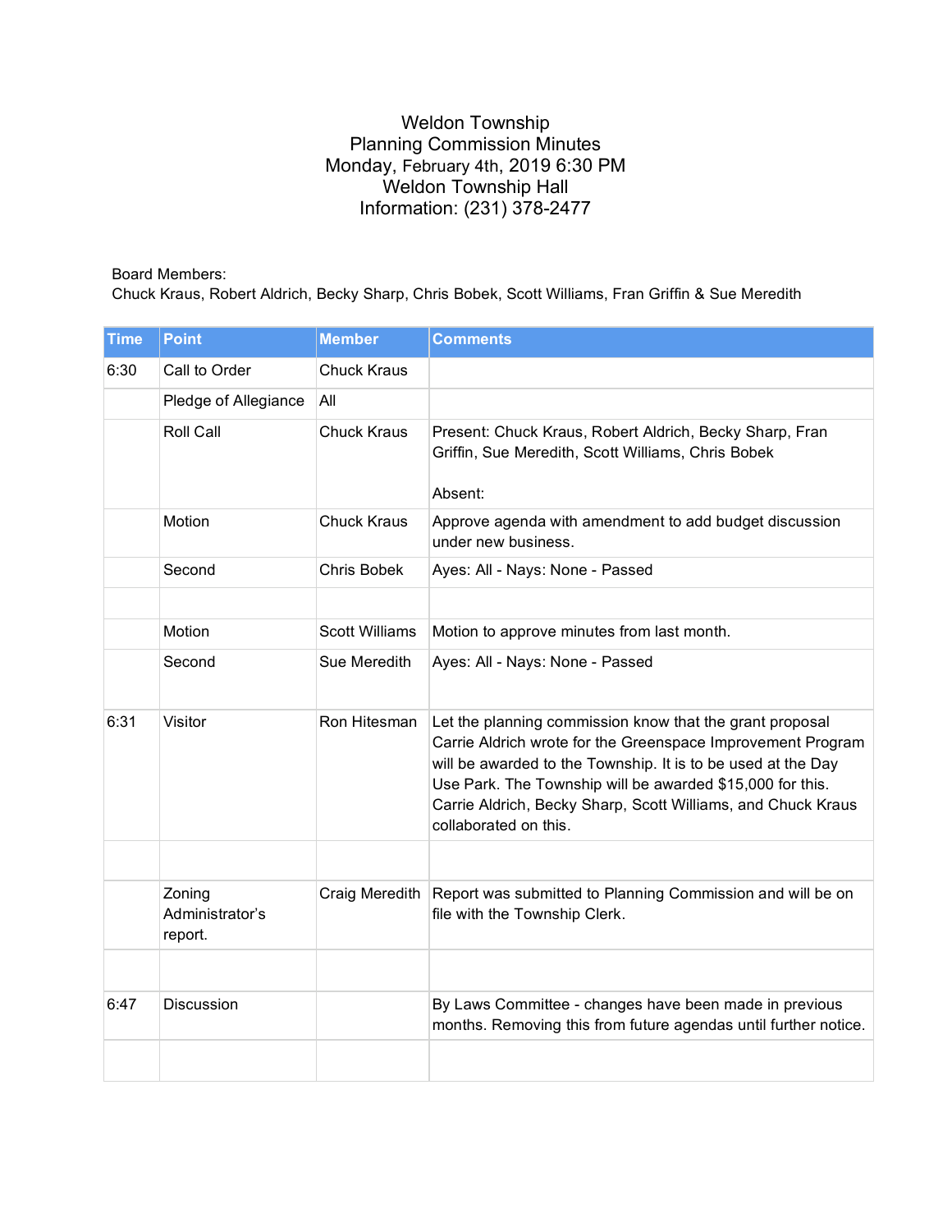# Weldon Township
## Planning Commission Minutes
Monday, February 4th, 2019 6:30 PM
Weldon Township Hall
Information: (231) 378-2477

Board Members:
Chuck Kraus, Robert Aldrich, Becky Sharp, Chris Bobek, Scott Williams, Fran Griffin & Sue Meredith

| Time | Point | Member | Comments |
|---|---|---|---|
| 6:30 | Call to Order | Chuck Kraus | |
| | Pledge of Allegiance | All | |
| | Roll Call | Chuck Kraus | Present: Chuck Kraus, Robert Aldrich, Becky Sharp, Fran Griffin, Sue Meredith, Scott Williams, Chris Bobek<br><br>Absent: |
| | Motion | Chuck Kraus | Approve agenda with amendment to add budget discussion under new business. |
| | Second | Chris Bobek | Ayes: All - Nays: None - Passed |
| | | | |
| | Motion | Scott Williams | Motion to approve minutes from last month. |
| | Second | Sue Meredith | Ayes: All - Nays: None - Passed |
| 6:31 | Visitor | Ron Hitesman | Let the planning commission know that the grant proposal Carrie Aldrich wrote for the Greenspace Improvement Program will be awarded to the Township. It is to be used at the Day Use Park. The Township will be awarded $15,000 for this. Carrie Aldrich, Becky Sharp, Scott Williams, and Chuck Kraus collaborated on this. |
| | | | |
| | Zoning Administrator's report. | Craig Meredith | Report was submitted to Planning Commission and will be on file with the Township Clerk. |
| | | | |
| 6:47 | Discussion | | By Laws Committee - changes have been made in previous months. Removing this from future agendas until further notice. |
| | | | |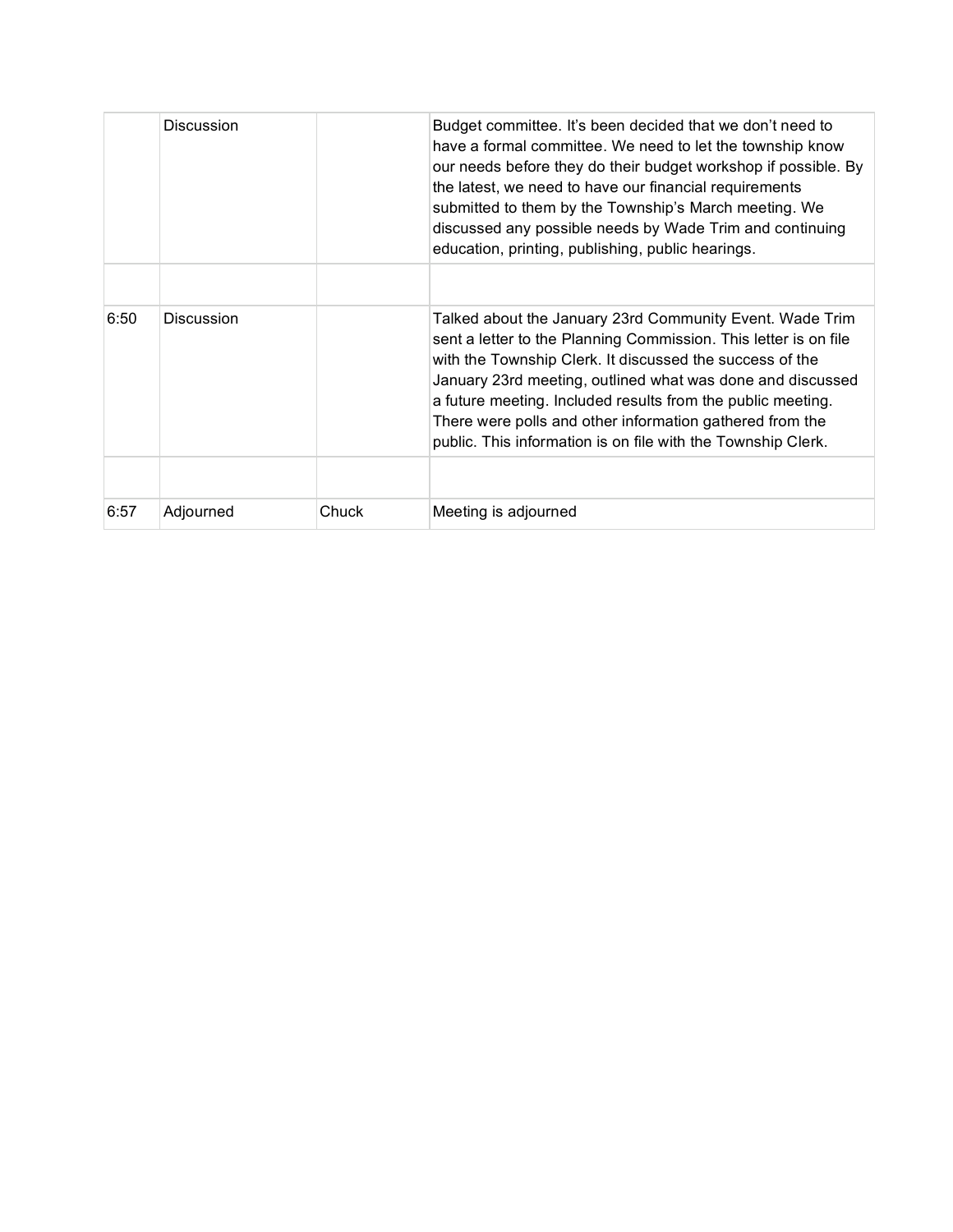| | | | |
|---|---|---|---|
| | Discussion | | Budget committee. It's been decided that we don't need to have a formal committee. We need to let the township know our needs before they do their budget workshop if possible. By the latest, we need to have our financial requirements submitted to them by the Township's March meeting. We discussed any possible needs by Wade Trim and continuing education, printing, publishing, public hearings. |
| | | | |
| 6:50 | Discussion | | Talked about the January 23rd Community Event. Wade Trim sent a letter to the Planning Commission. This letter is on file with the Township Clerk. It discussed the success of the January 23rd meeting, outlined what was done and discussed a future meeting. Included results from the public meeting. There were polls and other information gathered from the public. This information is on file with the Township Clerk. |
| | | | |
| 6:57 | Adjourned | Chuck | Meeting is adjourned |